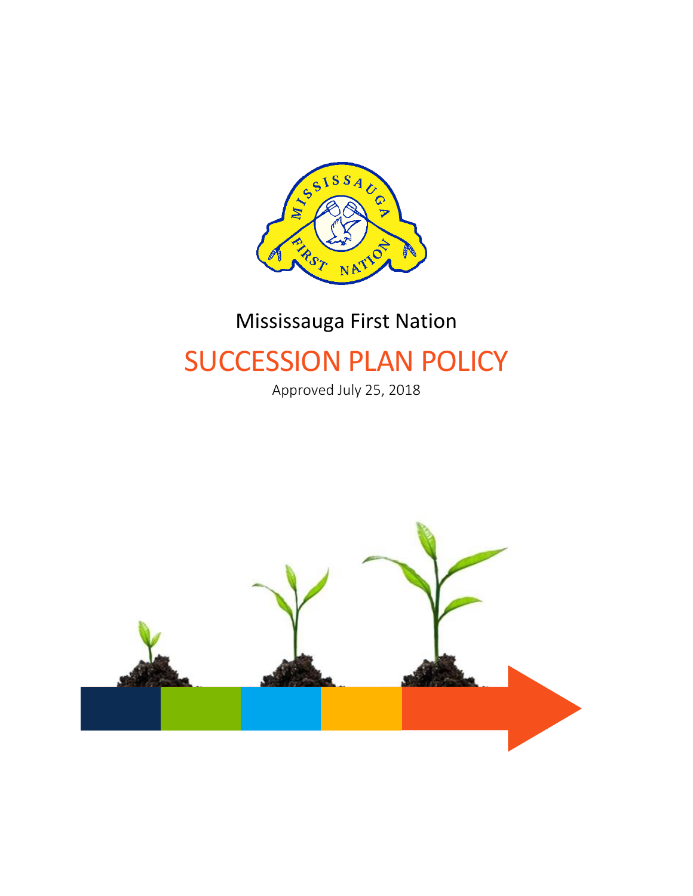Mississauga First Nation

# SUCCESSION PLAN POLICY

Approved July 25, 2018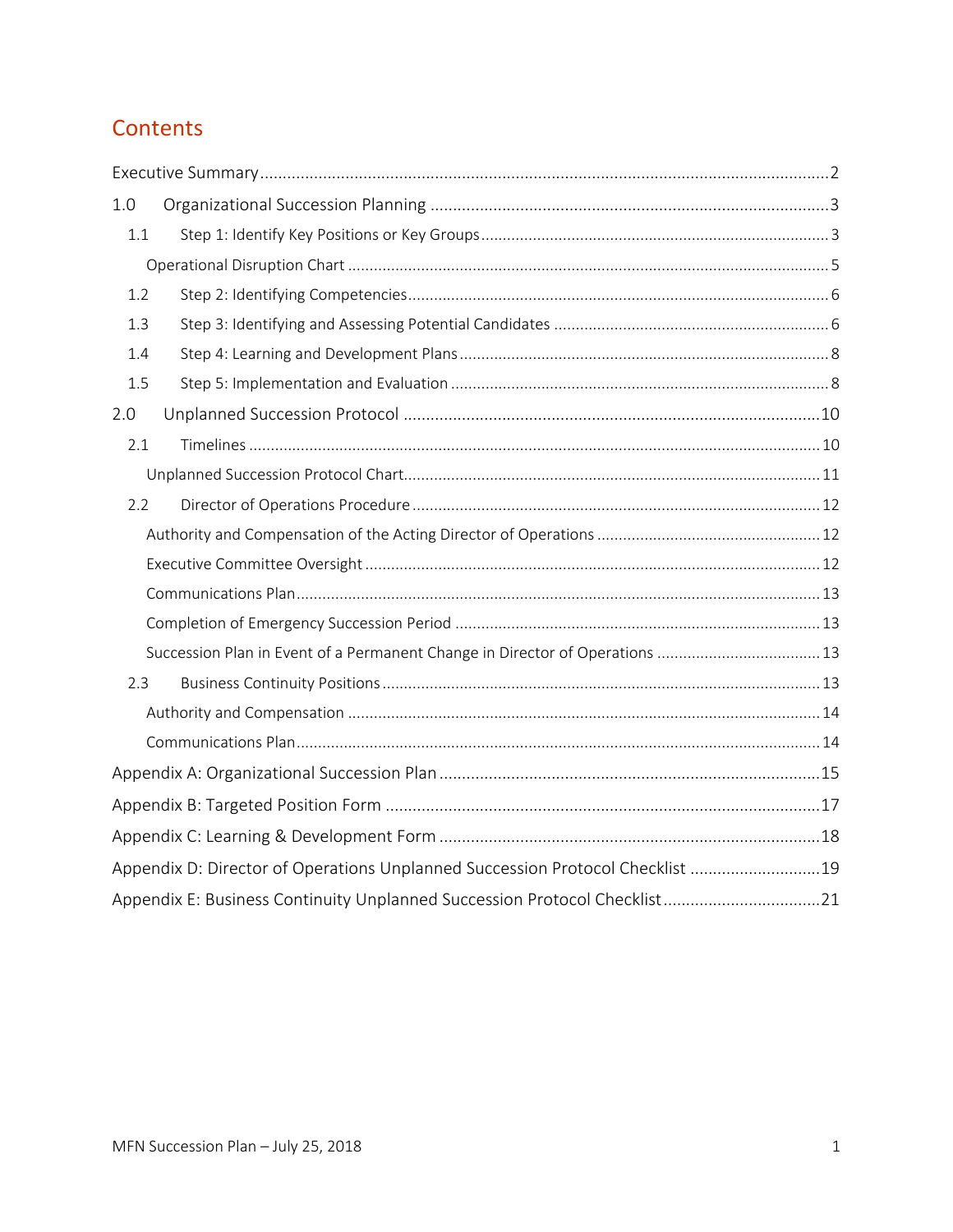# Contents

Executive Summary ... 2

1.0 Organizational Succession Planning ... 3

- 1.1 Step 1: Identify Key Positions or Key Groups ... 3
  - Operational Disruption Chart ... 5
- 1.2 Step 2: Identifying Competencies ... 6
- 1.3 Step 3: Identifying and Assessing Potential Candidates ... 6
- 1.4 Step 4: Learning and Development Plans ... 8
- 1.5 Step 5: Implementation and Evaluation ... 8

2.0 Unplanned Succession Protocol ... 10

- 2.1 Timelines ... 10
  - Unplanned Succession Protocol Chart ... 11
- 2.2 Director of Operations Procedure ... 12
  - Authority and Compensation of the Acting Director of Operations ... 12
  - Executive Committee Oversight ... 12
  - Communications Plan ... 13
  - Completion of Emergency Succession Period ... 13
  - Succession Plan in Event of a Permanent Change in Director of Operations ... 13
- 2.3 Business Continuity Positions ... 13
  - Authority and Compensation ... 14
  - Communications Plan ... 14

Appendix A: Organizational Succession Plan ... 15

Appendix B: Targeted Position Form ... 17

Appendix C: Learning & Development Form ... 18

Appendix D: Director of Operations Unplanned Succession Protocol Checklist ... 19

Appendix E: Business Continuity Unplanned Succession Protocol Checklist ... 21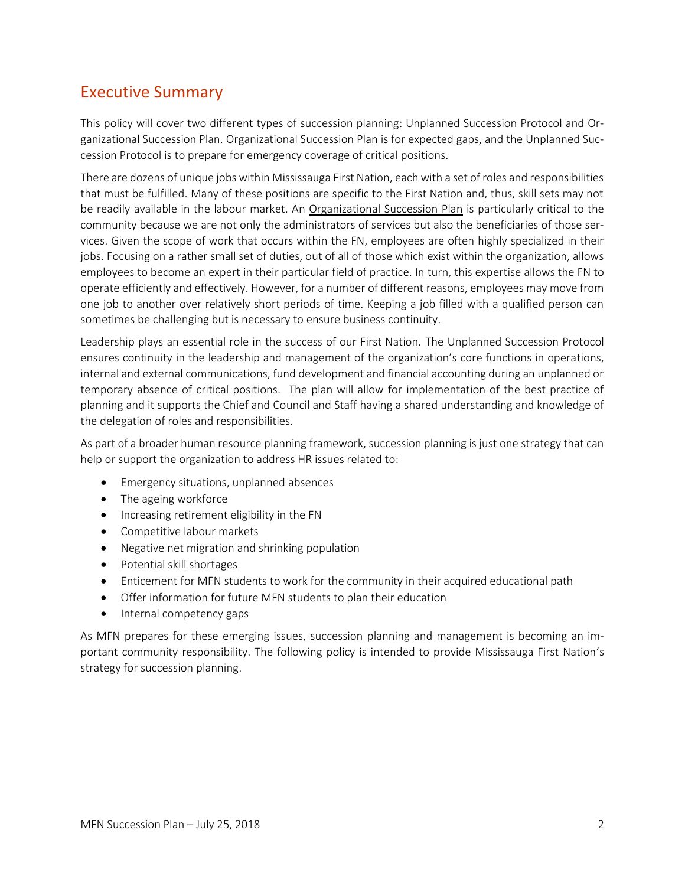## Executive Summary

This policy will cover two different types of succession planning: Unplanned Succession Protocol and Organizational Succession Plan. Organizational Succession Plan is for expected gaps, and the Unplanned Succession Protocol is to prepare for emergency coverage of critical positions.

There are dozens of unique jobs within Mississauga First Nation, each with a set of roles and responsibilities that must be fulfilled. Many of these positions are specific to the First Nation and, thus, skill sets may not be readily available in the labour market. An Organizational Succession Plan is particularly critical to the community because we are not only the administrators of services but also the beneficiaries of those services. Given the scope of work that occurs within the FN, employees are often highly specialized in their jobs. Focusing on a rather small set of duties, out of all of those which exist within the organization, allows employees to become an expert in their particular field of practice. In turn, this expertise allows the FN to operate efficiently and effectively. However, for a number of different reasons, employees may move from one job to another over relatively short periods of time. Keeping a job filled with a qualified person can sometimes be challenging but is necessary to ensure business continuity.

Leadership plays an essential role in the success of our First Nation. The Unplanned Succession Protocol ensures continuity in the leadership and management of the organization's core functions in operations, internal and external communications, fund development and financial accounting during an unplanned or temporary absence of critical positions. The plan will allow for implementation of the best practice of planning and it supports the Chief and Council and Staff having a shared understanding and knowledge of the delegation of roles and responsibilities.

As part of a broader human resource planning framework, succession planning is just one strategy that can help or support the organization to address HR issues related to:

- Emergency situations, unplanned absences
- The ageing workforce
- Increasing retirement eligibility in the FN
- Competitive labour markets
- Negative net migration and shrinking population
- Potential skill shortages
- Enticement for MFN students to work for the community in their acquired educational path
- Offer information for future MFN students to plan their education
- Internal competency gaps

As MFN prepares for these emerging issues, succession planning and management is becoming an important community responsibility. The following policy is intended to provide Mississauga First Nation's strategy for succession planning.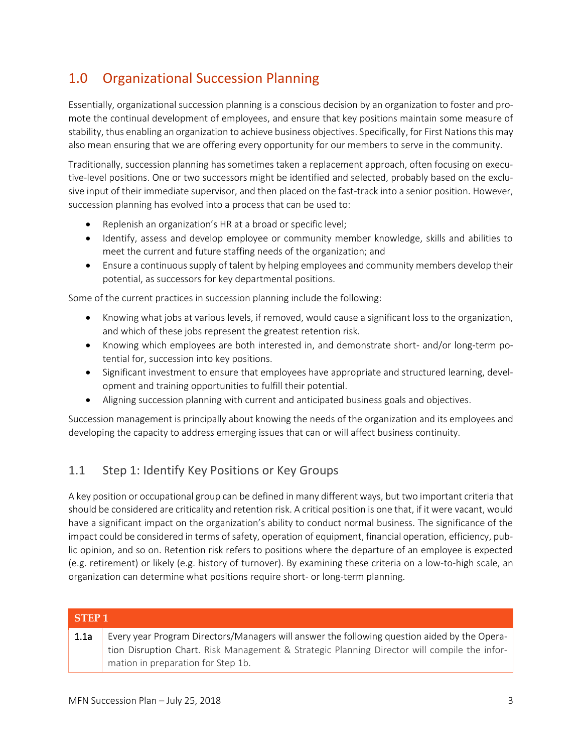# 1.0 Organizational Succession Planning

Essentially, organizational succession planning is a conscious decision by an organization to foster and promote the continual development of employees, and ensure that key positions maintain some measure of stability, thus enabling an organization to achieve business objectives. Specifically, for First Nations this may also mean ensuring that we are offering every opportunity for our members to serve in the community.

Traditionally, succession planning has sometimes taken a replacement approach, often focusing on executive-level positions. One or two successors might be identified and selected, probably based on the exclusive input of their immediate supervisor, and then placed on the fast-track into a senior position. However, succession planning has evolved into a process that can be used to:

- Replenish an organization's HR at a broad or specific level;
- Identify, assess and develop employee or community member knowledge, skills and abilities to meet the current and future staffing needs of the organization; and
- Ensure a continuous supply of talent by helping employees and community members develop their potential, as successors for key departmental positions.

Some of the current practices in succession planning include the following:

- Knowing what jobs at various levels, if removed, would cause a significant loss to the organization, and which of these jobs represent the greatest retention risk.
- Knowing which employees are both interested in, and demonstrate short- and/or long-term potential for, succession into key positions.
- Significant investment to ensure that employees have appropriate and structured learning, development and training opportunities to fulfill their potential.
- Aligning succession planning with current and anticipated business goals and objectives.

Succession management is principally about knowing the needs of the organization and its employees and developing the capacity to address emerging issues that can or will affect business continuity.

## 1.1 Step 1: Identify Key Positions or Key Groups

A key position or occupational group can be defined in many different ways, but two important criteria that should be considered are criticality and retention risk. A critical position is one that, if it were vacant, would have a significant impact on the organization's ability to conduct normal business. The significance of the impact could be considered in terms of safety, operation of equipment, financial operation, efficiency, public opinion, and so on. Retention risk refers to positions where the departure of an employee is expected (e.g. retirement) or likely (e.g. history of turnover). By examining these criteria on a low-to-high scale, an organization can determine what positions require short- or long-term planning.

| STEP 1 | |
|---|---|
| **1.1a** | Every year Program Directors/Managers will answer the following question aided by the Operation Disruption Chart. Risk Management & Strategic Planning Director will compile the information in preparation for Step 1b. |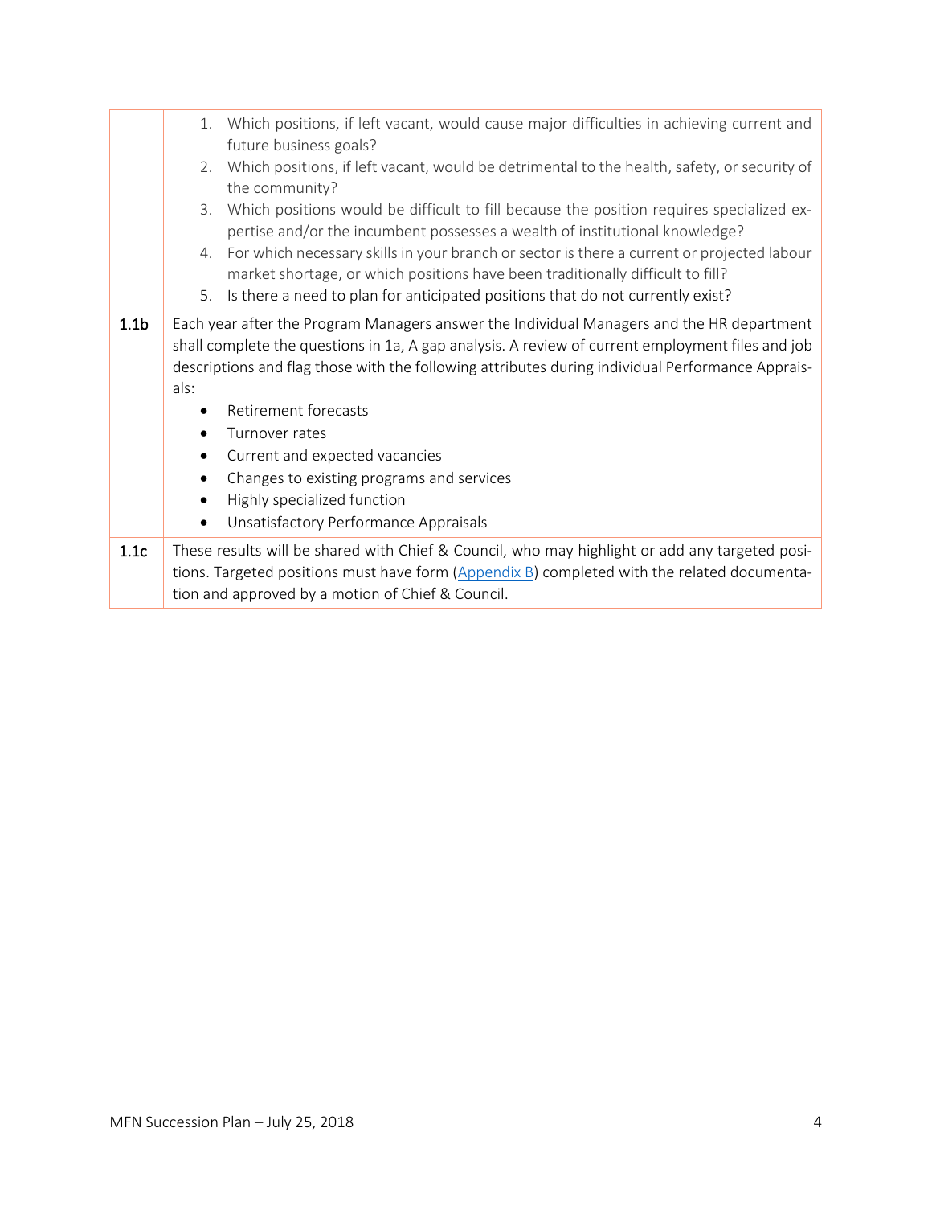| | |
|---|---|
| | 1. Which positions, if left vacant, would cause major difficulties in achieving current and future business goals?<br>2. Which positions, if left vacant, would be detrimental to the health, safety, or security of the community?<br>3. Which positions would be difficult to fill because the position requires specialized expertise and/or the incumbent possesses a wealth of institutional knowledge?<br>4. For which necessary skills in your branch or sector is there a current or projected labour market shortage, or which positions have been traditionally difficult to fill?<br>5. Is there a need to plan for anticipated positions that do not currently exist? |
| **1.1b** | Each year after the Program Managers answer the Individual Managers and the HR department shall complete the questions in 1a, A gap analysis. A review of current employment files and job descriptions and flag those with the following attributes during individual Performance Appraisals:<br>• Retirement forecasts<br>• Turnover rates<br>• Current and expected vacancies<br>• Changes to existing programs and services<br>• Highly specialized function<br>• Unsatisfactory Performance Appraisals |
| **1.1c** | These results will be shared with Chief & Council, who may highlight or add any targeted positions. Targeted positions must have form (Appendix B) completed with the related documentation and approved by a motion of Chief & Council. |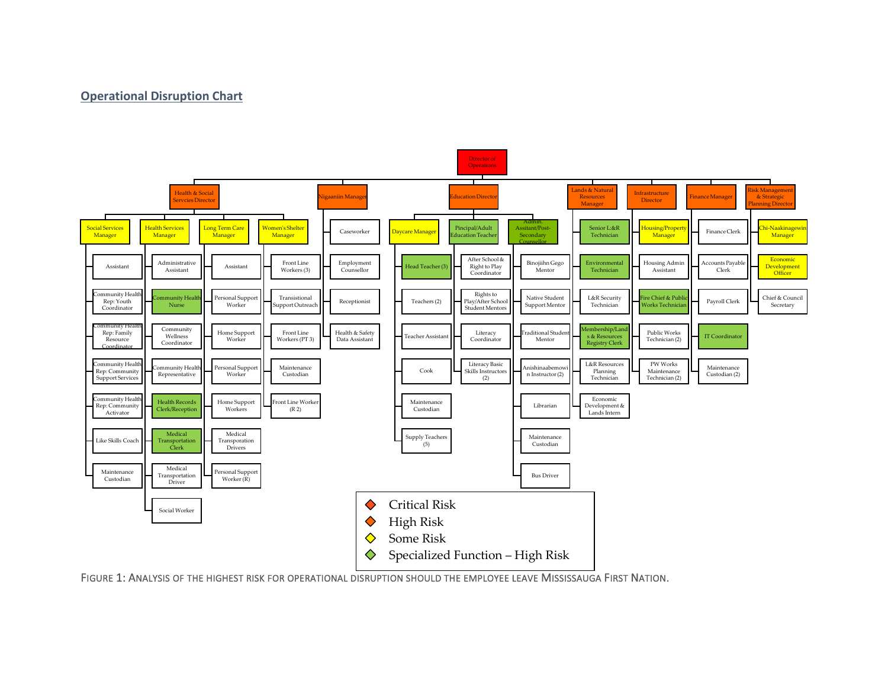## Operational Disruption Chart

- **Director of Operations**
  - **Health & Social Servcies Director**
    - **Social Services Manager**
      - Assistant
      - Community Health Rep: Youth Coordinator
      - Community Health Rep: Family Resource Coordinator
      - Community Health Rep: Community Support Services
      - Community Health Rep: Community Activator
      - Like Skills Coach
      - Maintenance Custodian
    - **Health Services Manager**
      - Administrative Assistant
      - Community Health Nurse
      - Community Wellness Coordinator
      - Community Health Representative
      - Health Records Clerk/Reception
      - Medical Transportation Clerk
      - Medical Transportation Driver
      - Social Worker
    - **Long Term Care Manager**
      - Assistant
      - Personal Support Worker
      - Home Support Worker
      - Personal Support Worker
      - Home Support Workers
      - Medical Transporation Drivers
      - Personal Support Worker (R)
    - **Women's Shelter Manager**
      - Front Line Workers (3)
      - Transistional Support Outreach
      - Front Line Workers (PT 3)
      - Maintenance Custodian
      - Front Line Worker (R 2)
  - **Nigaaniin Manager**
    - Caseworker
    - Employment Counsellor
    - Receptionist
    - Health & Safety Data Assistant
  - **Education Director**
    - **Daycare Manager**
      - Head Teacher (3)
      - Teachers (2)
      - Teacher Assistant
      - Cook
      - Maintenance Custodian
      - Supply Teachers (5)
    - **Pincipal/Adult Education Teacher**
      - After School & Right to Play Coordinator
      - Rights to Play/After School Student Mentors
      - Literacy Coordinator
      - Literacy Basic Skills Instructors (2)
    - **Admin. Assitant/Post-Secondary Counsellor**
      - Binojiihn Gego Mentor
      - Native Student Support Mentor
      - Traditional Student Mentor
      - Anishinaabemowin Instructor (2)
      - Librarian
      - Maintenance Custodian
      - Bus Driver
  - **Lands & Natural Resources Manager**
    - Senior L:&R Technician
    - Environmental Technician
    - L&R Security Technician
    - Membership/Lands & Resources Registry Clerk
    - L&R Resources Planning Technician
    - Economic Development & Lands Intern
  - **Infrastructure Director**
    - **Housing/Property Manager**
      - Housing Admin Assistant
      - Fire Chief & Public Works Technician
      - Public Works Technician (2)
      - PW Works Maintenance Technician (2)
  - **Finance Manager**
    - Finance Clerk
    - Accounts Payable Clerk
    - Payroll Clerk
    - IT Coordinator
    - Maintenance Custodian (2)
  - **Risk Management & Strategic Planning Director**
    - **Chi-Naakinagewin Manager**
      - Economic Development Officer
      - Chief & Council Secretary

Legend:

- Critical Risk
- High Risk
- Some Risk
- Specialized Function – High Risk

Figure 1: Analysis of the highest risk for operational disruption should the employee leave Mississauga First Nation.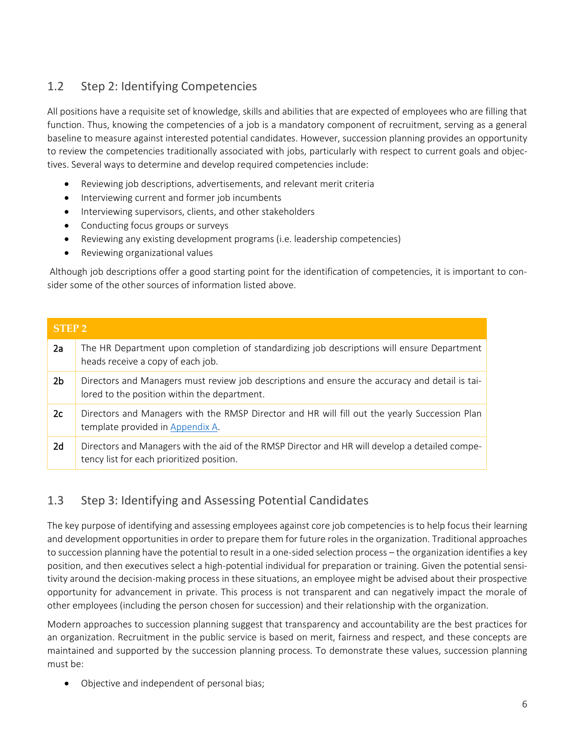## 1.2 Step 2: Identifying Competencies

All positions have a requisite set of knowledge, skills and abilities that are expected of employees who are filling that function. Thus, knowing the competencies of a job is a mandatory component of recruitment, serving as a general baseline to measure against interested potential candidates. However, succession planning provides an opportunity to review the competencies traditionally associated with jobs, particularly with respect to current goals and objectives. Several ways to determine and develop required competencies include:

- Reviewing job descriptions, advertisements, and relevant merit criteria
- Interviewing current and former job incumbents
- Interviewing supervisors, clients, and other stakeholders
- Conducting focus groups or surveys
- Reviewing any existing development programs (i.e. leadership competencies)
- Reviewing organizational values

Although job descriptions offer a good starting point for the identification of competencies, it is important to consider some of the other sources of information listed above.

| **STEP 2** | |
|---|---|
| 2a | The HR Department upon completion of standardizing job descriptions will ensure Department heads receive a copy of each job. |
| 2b | Directors and Managers must review job descriptions and ensure the accuracy and detail is tailored to the position within the department. |
| 2c | Directors and Managers with the RMSP Director and HR will fill out the yearly Succession Plan template provided in Appendix A. |
| 2d | Directors and Managers with the aid of the RMSP Director and HR will develop a detailed competency list for each prioritized position. |

## 1.3 Step 3: Identifying and Assessing Potential Candidates

The key purpose of identifying and assessing employees against core job competencies is to help focus their learning and development opportunities in order to prepare them for future roles in the organization. Traditional approaches to succession planning have the potential to result in a one-sided selection process – the organization identifies a key position, and then executives select a high-potential individual for preparation or training. Given the potential sensitivity around the decision-making process in these situations, an employee might be advised about their prospective opportunity for advancement in private. This process is not transparent and can negatively impact the morale of other employees (including the person chosen for succession) and their relationship with the organization.

Modern approaches to succession planning suggest that transparency and accountability are the best practices for an organization. Recruitment in the public service is based on merit, fairness and respect, and these concepts are maintained and supported by the succession planning process. To demonstrate these values, succession planning must be:

- Objective and independent of personal bias;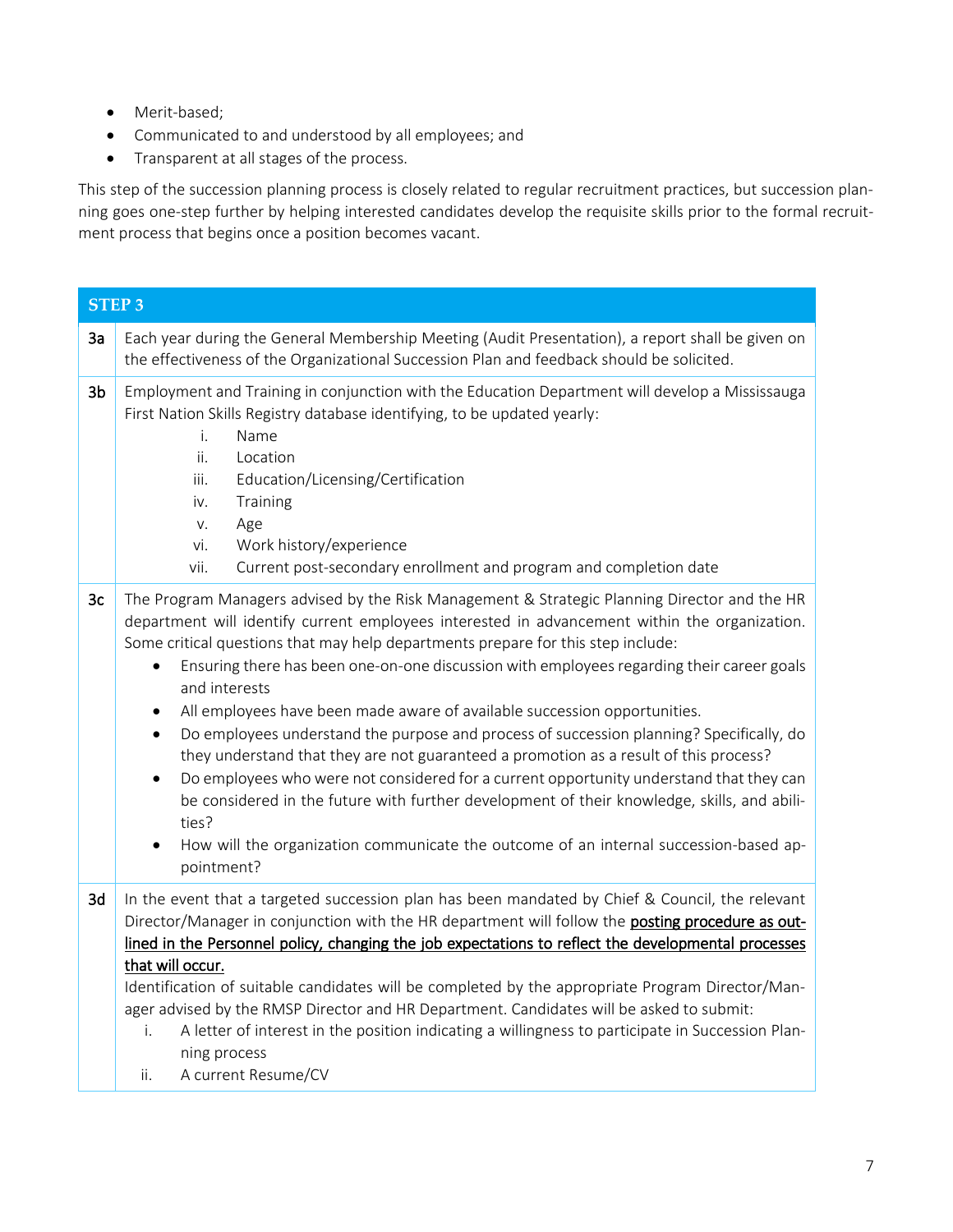- Merit-based;
- Communicated to and understood by all employees; and
- Transparent at all stages of the process.

This step of the succession planning process is closely related to regular recruitment practices, but succession planning goes one-step further by helping interested candidates develop the requisite skills prior to the formal recruitment process that begins once a position becomes vacant.

| STEP 3 | |
|---|---|
| 3a | Each year during the General Membership Meeting (Audit Presentation), a report shall be given on the effectiveness of the Organizational Succession Plan and feedback should be solicited. |
| 3b | Employment and Training in conjunction with the Education Department will develop a Mississauga First Nation Skills Registry database identifying, to be updated yearly:<br>i. Name<br>ii. Location<br>iii. Education/Licensing/Certification<br>iv. Training<br>v. Age<br>vi. Work history/experience<br>vii. Current post-secondary enrollment and program and completion date |
| 3c | The Program Managers advised by the Risk Management & Strategic Planning Director and the HR department will identify current employees interested in advancement within the organization. Some critical questions that may help departments prepare for this step include:<br>• Ensuring there has been one-on-one discussion with employees regarding their career goals and interests<br>• All employees have been made aware of available succession opportunities.<br>• Do employees understand the purpose and process of succession planning? Specifically, do they understand that they are not guaranteed a promotion as a result of this process?<br>• Do employees who were not considered for a current opportunity understand that they can be considered in the future with further development of their knowledge, skills, and abilities?<br>• How will the organization communicate the outcome of an internal succession-based appointment? |
| 3d | In the event that a targeted succession plan has been mandated by Chief & Council, the relevant Director/Manager in conjunction with the HR department will follow the **posting procedure as outlined in the Personnel policy, changing the job expectations to reflect the developmental processes that will occur.**<br>Identification of suitable candidates will be completed by the appropriate Program Director/Manager advised by the RMSP Director and HR Department. Candidates will be asked to submit:<br>i. A letter of interest in the position indicating a willingness to participate in Succession Planning process<br>ii. A current Resume/CV |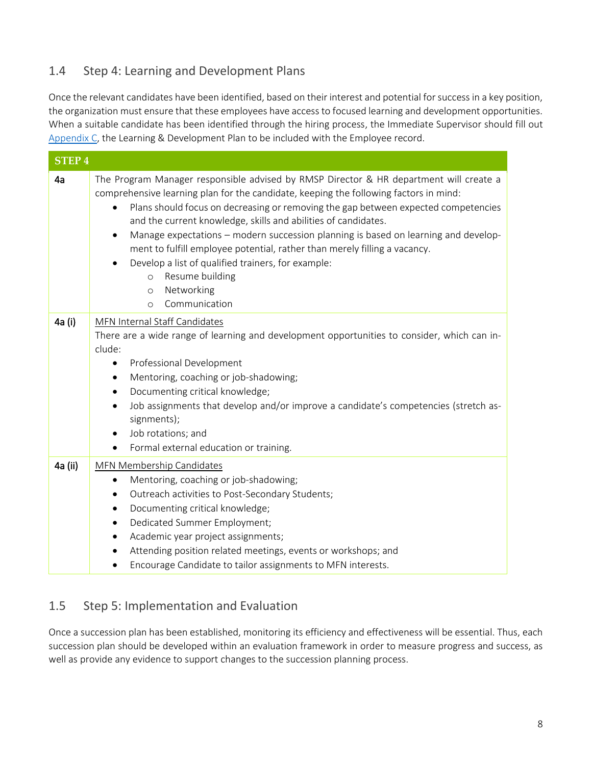## 1.4 Step 4: Learning and Development Plans

Once the relevant candidates have been identified, based on their interest and potential for success in a key position, the organization must ensure that these employees have access to focused learning and development opportunities. When a suitable candidate has been identified through the hiring process, the Immediate Supervisor should fill out Appendix C, the Learning & Development Plan to be included with the Employee record.

| STEP 4 | |
|---|---|
| 4a | The Program Manager responsible advised by RMSP Director & HR department will create a comprehensive learning plan for the candidate, keeping the following factors in mind:<br>• Plans should focus on decreasing or removing the gap between expected competencies and the current knowledge, skills and abilities of candidates.<br>• Manage expectations – modern succession planning is based on learning and development to fulfill employee potential, rather than merely filling a vacancy.<br>• Develop a list of qualified trainers, for example:<br>&nbsp;&nbsp;&nbsp;&nbsp;○ Resume building<br>&nbsp;&nbsp;&nbsp;&nbsp;○ Networking<br>&nbsp;&nbsp;&nbsp;&nbsp;○ Communication |
| 4a (i) | <u>MFN Internal Staff Candidates</u><br>There are a wide range of learning and development opportunities to consider, which can include:<br>• Professional Development<br>• Mentoring, coaching or job-shadowing;<br>• Documenting critical knowledge;<br>• Job assignments that develop and/or improve a candidate's competencies (stretch assignments);<br>• Job rotations; and<br>• Formal external education or training. |
| 4a (ii) | <u>MFN Membership Candidates</u><br>• Mentoring, coaching or job-shadowing;<br>• Outreach activities to Post-Secondary Students;<br>• Documenting critical knowledge;<br>• Dedicated Summer Employment;<br>• Academic year project assignments;<br>• Attending position related meetings, events or workshops; and<br>• Encourage Candidate to tailor assignments to MFN interests. |

## 1.5 Step 5: Implementation and Evaluation

Once a succession plan has been established, monitoring its efficiency and effectiveness will be essential. Thus, each succession plan should be developed within an evaluation framework in order to measure progress and success, as well as provide any evidence to support changes to the succession planning process.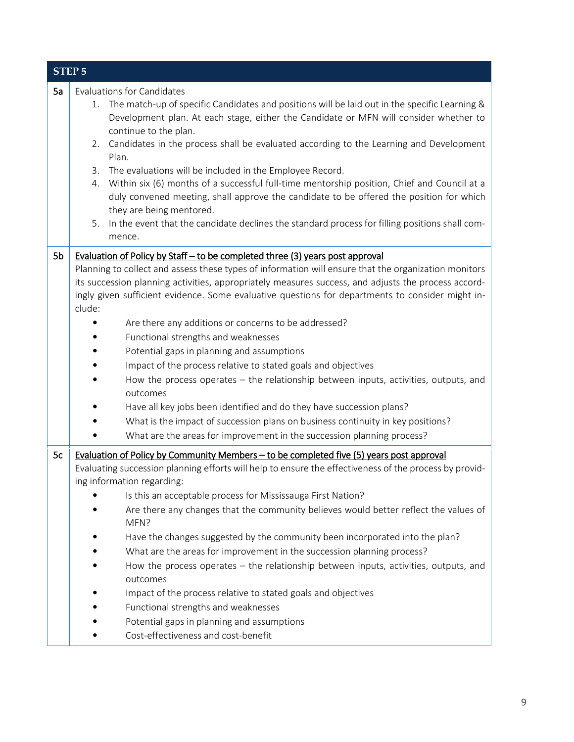| STEP 5 | |
|---|---|
| 5a | Evaluations for Candidates<br>1. The match-up of specific Candidates and positions will be laid out in the specific Learning & Development plan. At each stage, either the Candidate or MFN will consider whether to continue to the plan.<br>2. Candidates in the process shall be evaluated according to the Learning and Development Plan.<br>3. The evaluations will be included in the Employee Record.<br>4. Within six (6) months of a successful full-time mentorship position, Chief and Council at a duly convened meeting, shall approve the candidate to be offered the position for which they are being mentored.<br>5. In the event that the candidate declines the standard process for filling positions shall commence. |
| 5b | <u>Evaluation of Policy by Staff – to be completed three (3) years post approval</u><br>Planning to collect and assess these types of information will ensure that the organization monitors its succession planning activities, appropriately measures success, and adjusts the process accordingly given sufficient evidence. Some evaluative questions for departments to consider might include:<br>• Are there any additions or concerns to be addressed?<br>• Functional strengths and weaknesses<br>• Potential gaps in planning and assumptions<br>• Impact of the process relative to stated goals and objectives<br>• How the process operates – the relationship between inputs, activities, outputs, and outcomes<br>• Have all key jobs been identified and do they have succession plans?<br>• What is the impact of succession plans on business continuity in key positions?<br>• What are the areas for improvement in the succession planning process? |
| 5c | <u>Evaluation of Policy by Community Members – to be completed five (5) years post approval</u><br>Evaluating succession planning efforts will help to ensure the effectiveness of the process by providing information regarding:<br>• Is this an acceptable process for Mississauga First Nation?<br>• Are there any changes that the community believes would better reflect the values of MFN?<br>• Have the changes suggested by the community been incorporated into the plan?<br>• What are the areas for improvement in the succession planning process?<br>• How the process operates – the relationship between inputs, activities, outputs, and outcomes<br>• Impact of the process relative to stated goals and objectives<br>• Functional strengths and weaknesses<br>• Potential gaps in planning and assumptions<br>• Cost-effectiveness and cost-benefit |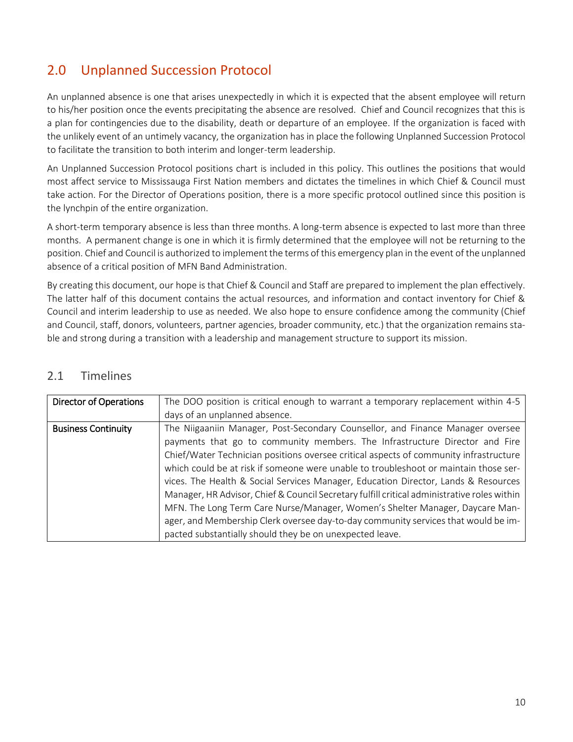## 2.0 Unplanned Succession Protocol

An unplanned absence is one that arises unexpectedly in which it is expected that the absent employee will return to his/her position once the events precipitating the absence are resolved. Chief and Council recognizes that this is a plan for contingencies due to the disability, death or departure of an employee. If the organization is faced with the unlikely event of an untimely vacancy, the organization has in place the following Unplanned Succession Protocol to facilitate the transition to both interim and longer-term leadership.

An Unplanned Succession Protocol positions chart is included in this policy. This outlines the positions that would most affect service to Mississauga First Nation members and dictates the timelines in which Chief & Council must take action. For the Director of Operations position, there is a more specific protocol outlined since this position is the lynchpin of the entire organization.

A short-term temporary absence is less than three months. A long-term absence is expected to last more than three months. A permanent change is one in which it is firmly determined that the employee will not be returning to the position. Chief and Council is authorized to implement the terms of this emergency plan in the event of the unplanned absence of a critical position of MFN Band Administration.

By creating this document, our hope is that Chief & Council and Staff are prepared to implement the plan effectively. The latter half of this document contains the actual resources, and information and contact inventory for Chief & Council and interim leadership to use as needed. We also hope to ensure confidence among the community (Chief and Council, staff, donors, volunteers, partner agencies, broader community, etc.) that the organization remains stable and strong during a transition with a leadership and management structure to support its mission.

### 2.1 Timelines

| Director of Operations | The DOO position is critical enough to warrant a temporary replacement within 4-5 days of an unplanned absence. |
|---|---|
| Business Continuity | The Niigaaniin Manager, Post-Secondary Counsellor, and Finance Manager oversee payments that go to community members. The Infrastructure Director and Fire Chief/Water Technician positions oversee critical aspects of community infrastructure which could be at risk if someone were unable to troubleshoot or maintain those services. The Health & Social Services Manager, Education Director, Lands & Resources Manager, HR Advisor, Chief & Council Secretary fulfill critical administrative roles within MFN. The Long Term Care Nurse/Manager, Women's Shelter Manager, Daycare Manager, and Membership Clerk oversee day-to-day community services that would be impacted substantially should they be on unexpected leave. |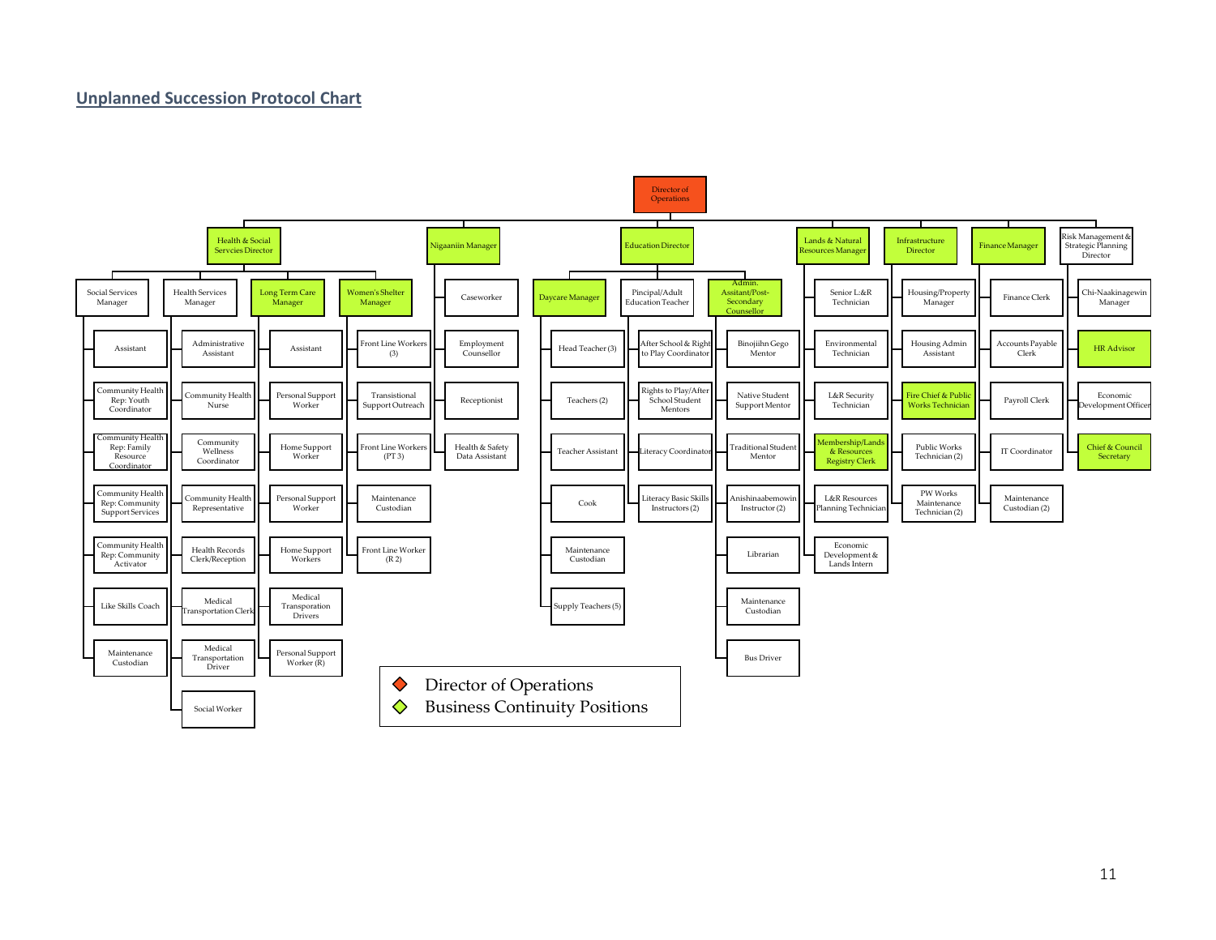## Unplanned Succession Protocol Chart

**Director of Operations**

- **Health & Social Servcies Director**
  - Social Services Manager
    - Assistant
    - Community Health Rep: Youth Coordinator
    - Community Health Rep: Family Resource Coordinator
    - Community Health Rep: Community Support Services
    - Community Health Rep: Community Activator
    - Like Skills Coach
    - Maintenance Custodian
  - Health Services Manager
    - Administrative Assistant
    - Community Health Nurse
    - Community Wellness Coordinator
    - Community Health Representative
    - Health Records Clerk/Reception
    - Medical Transportation Clerk
    - Medical Transportation Driver
    - Social Worker
  - **Long Term Care Manager**
    - Assistant
    - Personal Support Worker
    - Home Support Worker
    - Personal Support Worker
    - Home Support Workers
    - Medical Transporation Drivers
    - Personal Support Worker (R)
  - **Women's Shelter Manager**
    - Front Line Workers (3)
    - Transitional Support Outreach
    - Front Line Workers (PT 3)
    - Maintenance Custodian
    - Front Line Worker (R 2)
- **Nigaaniin Manager**
  - Caseworker
  - Employment Counsellor
  - Receptionist
  - Health & Safety Data Assistant
- **Education Director**
  - **Daycare Manager**
    - Head Teacher (3)
    - Teachers (2)
    - Teacher Assistant
    - Cook
    - Maintenance Custodian
    - Supply Teachers (5)
  - Pincipal/Adult Education Teacher
    - After School & Right to Play Coordinator
    - Rights to Play/After School Student Mentors
    - Literacy Coordinator
    - Literacy Basic Skills Instructors (2)
  - **Admin. Assitant/Post-Secondary Counsellor**
    - Binojiihn Gego Mentor
    - Native Student Support Mentor
    - Traditional Student Mentor
    - Anishinaabemowin Instructor (2)
    - Librarian
    - Maintenance Custodian
    - Bus Driver
- **Lands & Natural Resources Manager**
  - Senior L:&R Technician
  - Environmental Technician
  - L&R Security Technician
  - **Membership/Lands & Resources Registry Clerk**
  - L&R Resources Planning Technician
  - Economic Development & Lands Intern
- **Infrastructure Director**
  - Housing/Property Manager
  - Housing Admin Assistant
  - **Fire Chief & Public Works Technician**
  - Public Works Technician (2)
  - PW Works Maintenance Technician (2)
- **Finance Manager**
  - Finance Clerk
  - Accounts Payable Clerk
  - Payroll Clerk
  - IT Coordinator
  - Maintenance Custodian (2)
- Risk Management & Strategic Planning Director
  - Chi-Naakinagewin Manager
  - **HR Advisor**
  - Economic Development Officer
  - **Chief & Council Secretary**

Legend:
- ◆ (red) Director of Operations
- ◆ (green) Business Continuity Positions (shown in **bold** above)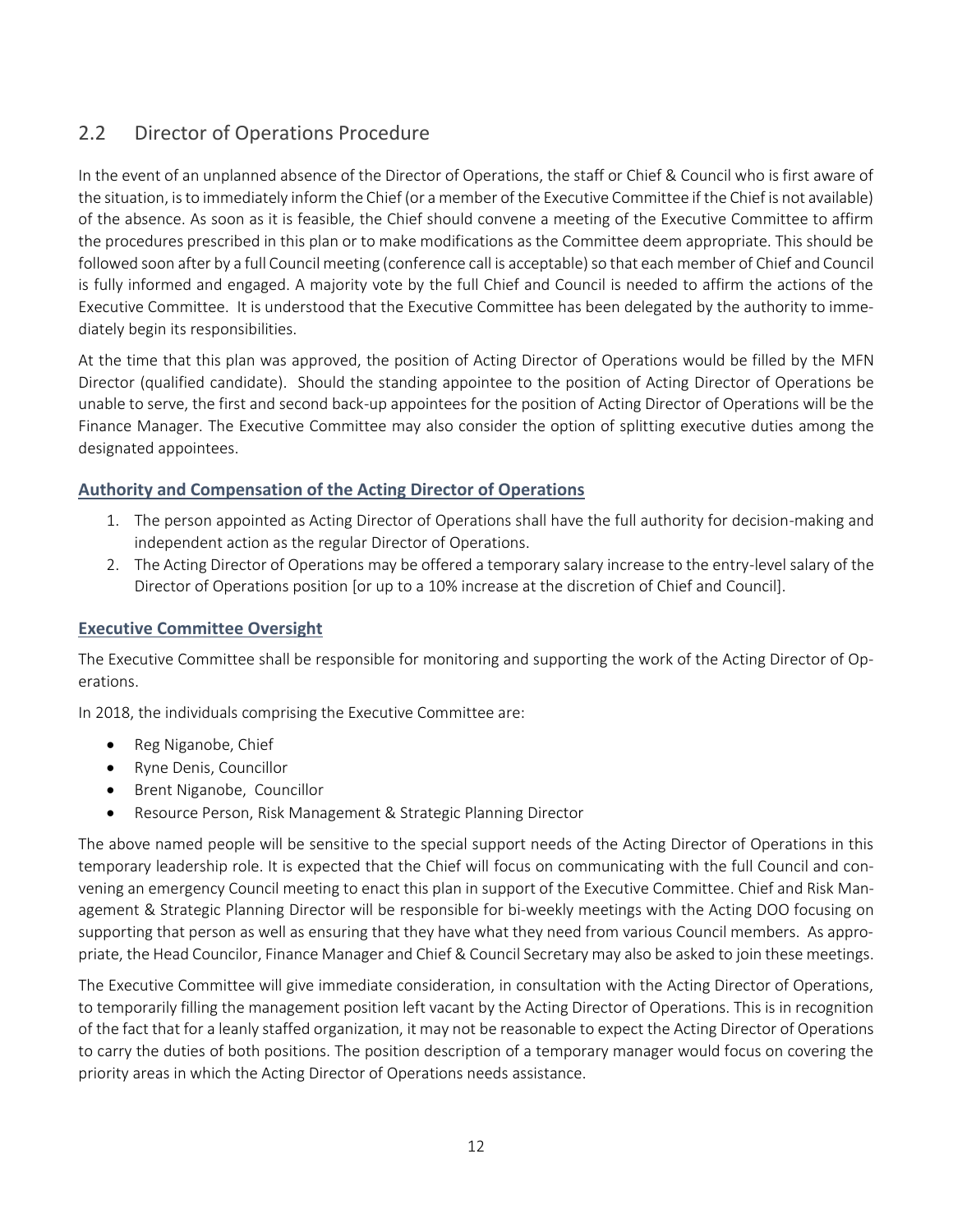## 2.2 Director of Operations Procedure

In the event of an unplanned absence of the Director of Operations, the staff or Chief & Council who is first aware of the situation, is to immediately inform the Chief (or a member of the Executive Committee if the Chief is not available) of the absence. As soon as it is feasible, the Chief should convene a meeting of the Executive Committee to affirm the procedures prescribed in this plan or to make modifications as the Committee deem appropriate. This should be followed soon after by a full Council meeting (conference call is acceptable) so that each member of Chief and Council is fully informed and engaged. A majority vote by the full Chief and Council is needed to affirm the actions of the Executive Committee. It is understood that the Executive Committee has been delegated by the authority to immediately begin its responsibilities.

At the time that this plan was approved, the position of Acting Director of Operations would be filled by the MFN Director (qualified candidate). Should the standing appointee to the position of Acting Director of Operations be unable to serve, the first and second back-up appointees for the position of Acting Director of Operations will be the Finance Manager. The Executive Committee may also consider the option of splitting executive duties among the designated appointees.

### Authority and Compensation of the Acting Director of Operations

1. The person appointed as Acting Director of Operations shall have the full authority for decision-making and independent action as the regular Director of Operations.
2. The Acting Director of Operations may be offered a temporary salary increase to the entry-level salary of the Director of Operations position [or up to a 10% increase at the discretion of Chief and Council].

### Executive Committee Oversight

The Executive Committee shall be responsible for monitoring and supporting the work of the Acting Director of Operations.

In 2018, the individuals comprising the Executive Committee are:

- Reg Niganobe, Chief
- Ryne Denis, Councillor
- Brent Niganobe, Councillor
- Resource Person, Risk Management & Strategic Planning Director

The above named people will be sensitive to the special support needs of the Acting Director of Operations in this temporary leadership role. It is expected that the Chief will focus on communicating with the full Council and convening an emergency Council meeting to enact this plan in support of the Executive Committee. Chief and Risk Management & Strategic Planning Director will be responsible for bi-weekly meetings with the Acting DOO focusing on supporting that person as well as ensuring that they have what they need from various Council members. As appropriate, the Head Councilor, Finance Manager and Chief & Council Secretary may also be asked to join these meetings.

The Executive Committee will give immediate consideration, in consultation with the Acting Director of Operations, to temporarily filling the management position left vacant by the Acting Director of Operations. This is in recognition of the fact that for a leanly staffed organization, it may not be reasonable to expect the Acting Director of Operations to carry the duties of both positions. The position description of a temporary manager would focus on covering the priority areas in which the Acting Director of Operations needs assistance.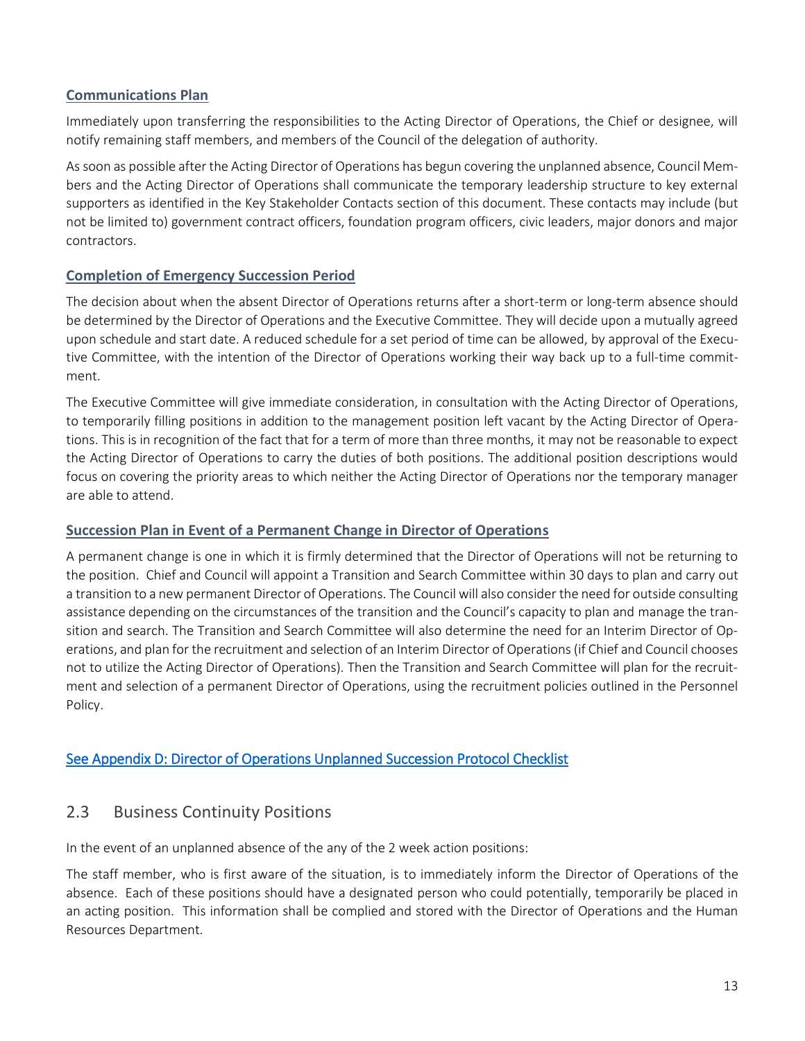### Communications Plan

Immediately upon transferring the responsibilities to the Acting Director of Operations, the Chief or designee, will notify remaining staff members, and members of the Council of the delegation of authority.

As soon as possible after the Acting Director of Operations has begun covering the unplanned absence, Council Members and the Acting Director of Operations shall communicate the temporary leadership structure to key external supporters as identified in the Key Stakeholder Contacts section of this document. These contacts may include (but not be limited to) government contract officers, foundation program officers, civic leaders, major donors and major contractors.

### Completion of Emergency Succession Period

The decision about when the absent Director of Operations returns after a short-term or long-term absence should be determined by the Director of Operations and the Executive Committee. They will decide upon a mutually agreed upon schedule and start date. A reduced schedule for a set period of time can be allowed, by approval of the Executive Committee, with the intention of the Director of Operations working their way back up to a full-time commitment.

The Executive Committee will give immediate consideration, in consultation with the Acting Director of Operations, to temporarily filling positions in addition to the management position left vacant by the Acting Director of Operations. This is in recognition of the fact that for a term of more than three months, it may not be reasonable to expect the Acting Director of Operations to carry the duties of both positions. The additional position descriptions would focus on covering the priority areas to which neither the Acting Director of Operations nor the temporary manager are able to attend.

### Succession Plan in Event of a Permanent Change in Director of Operations

A permanent change is one in which it is firmly determined that the Director of Operations will not be returning to the position. Chief and Council will appoint a Transition and Search Committee within 30 days to plan and carry out a transition to a new permanent Director of Operations. The Council will also consider the need for outside consulting assistance depending on the circumstances of the transition and the Council's capacity to plan and manage the transition and search. The Transition and Search Committee will also determine the need for an Interim Director of Operations, and plan for the recruitment and selection of an Interim Director of Operations (if Chief and Council chooses not to utilize the Acting Director of Operations). Then the Transition and Search Committee will plan for the recruitment and selection of a permanent Director of Operations, using the recruitment policies outlined in the Personnel Policy.

See Appendix D: Director of Operations Unplanned Succession Protocol Checklist

## 2.3 Business Continuity Positions

In the event of an unplanned absence of the any of the 2 week action positions:

The staff member, who is first aware of the situation, is to immediately inform the Director of Operations of the absence. Each of these positions should have a designated person who could potentially, temporarily be placed in an acting position. This information shall be complied and stored with the Director of Operations and the Human Resources Department.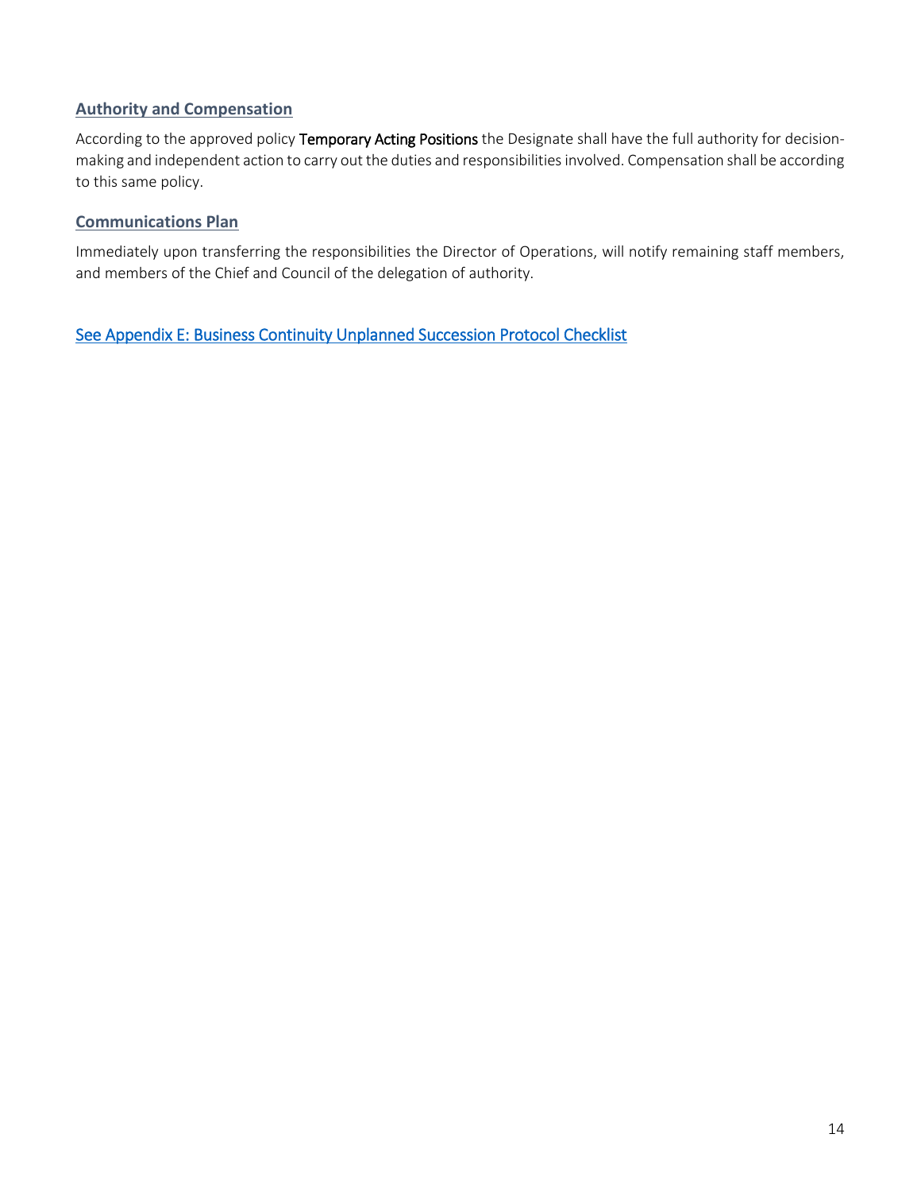### Authority and Compensation

According to the approved policy **Temporary Acting Positions** the Designate shall have the full authority for decision-making and independent action to carry out the duties and responsibilities involved. Compensation shall be according to this same policy.

### Communications Plan

Immediately upon transferring the responsibilities the Director of Operations, will notify remaining staff members, and members of the Chief and Council of the delegation of authority.

See Appendix E: Business Continuity Unplanned Succession Protocol Checklist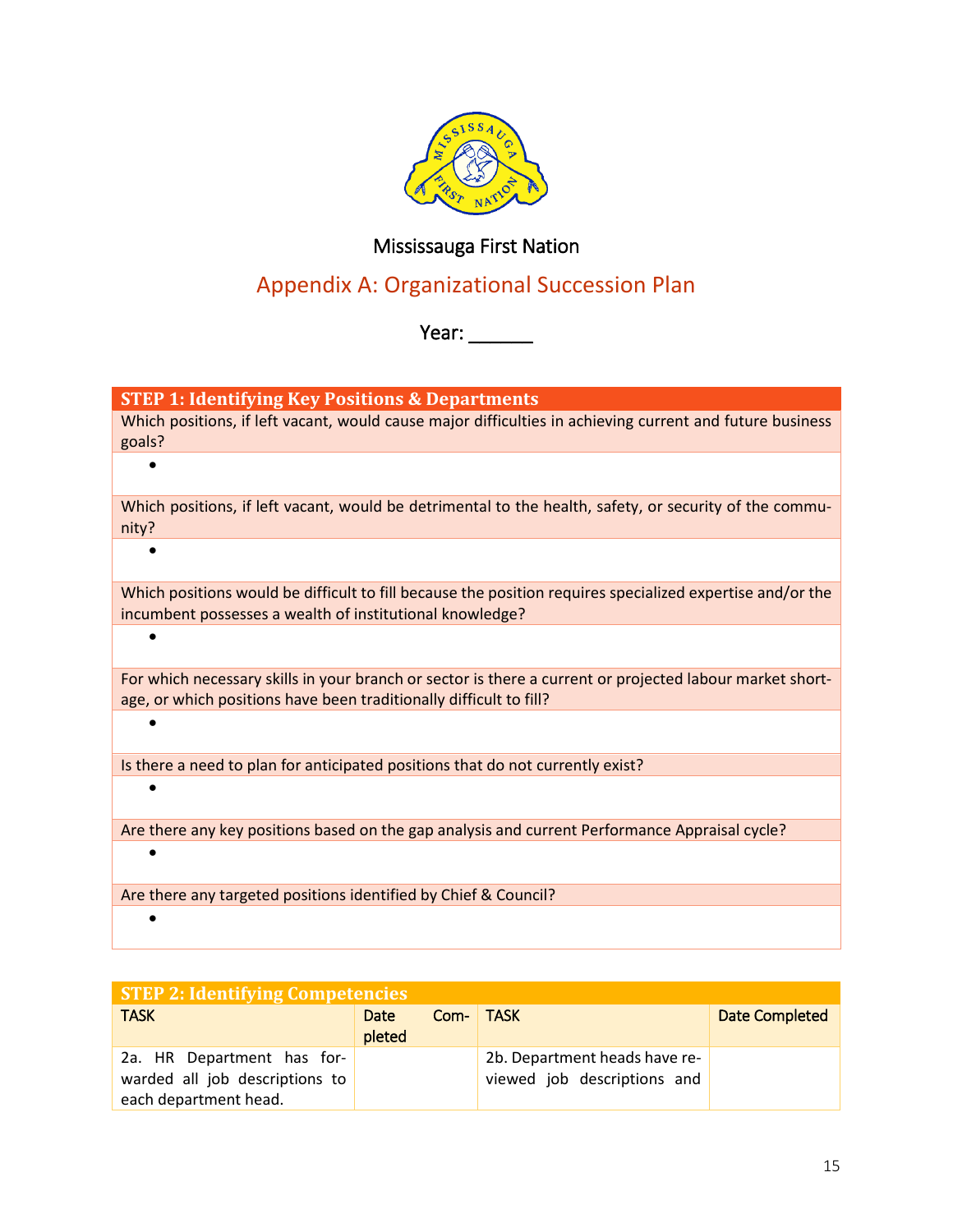Mississauga First Nation

# Appendix A: Organizational Succession Plan

Year: ______

| STEP 1: Identifying Key Positions & Departments |
|---|
| Which positions, if left vacant, would cause major difficulties in achieving current and future business goals? |
| • |
| Which positions, if left vacant, would be detrimental to the health, safety, or security of the community? |
| • |
| Which positions would be difficult to fill because the position requires specialized expertise and/or the incumbent possesses a wealth of institutional knowledge? |
| • |
| For which necessary skills in your branch or sector is there a current or projected labour market shortage, or which positions have been traditionally difficult to fill? |
| • |
| Is there a need to plan for anticipated positions that do not currently exist? |
| • |
| Are there any key positions based on the gap analysis and current Performance Appraisal cycle? |
| • |
| Are there any targeted positions identified by Chief & Council? |
| • |

| STEP 2: Identifying Competencies | | | |
|---|---|---|---|
| TASK | Date Completed | TASK | Date Completed |
| 2a. HR Department has forwarded all job descriptions to each department head. | | 2b. Department heads have reviewed job descriptions and | |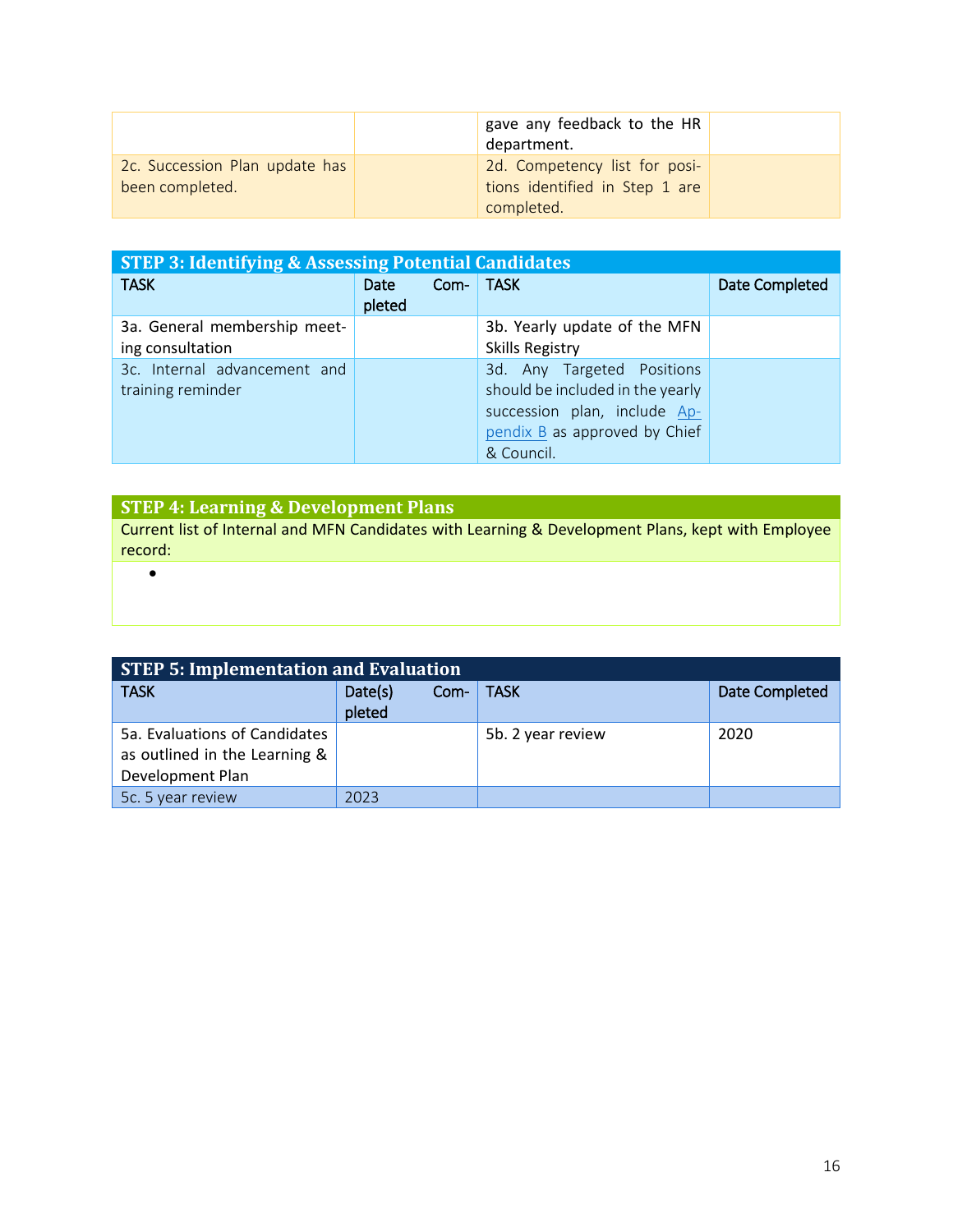| | | gave any feedback to the HR department. | |
|---|---|---|---|
| 2c. Succession Plan update has been completed. | | 2d. Competency list for positions identified in Step 1 are completed. | |

| STEP 3: Identifying & Assessing Potential Candidates | | | |
|---|---|---|---|
| TASK | Date Completed | TASK | Date Completed |
| 3a. General membership meeting consultation | | 3b. Yearly update of the MFN Skills Registry | |
| 3c. Internal advancement and training reminder | | 3d. Any Targeted Positions should be included in the yearly succession plan, include Appendix B as approved by Chief & Council. | |

| STEP 4: Learning & Development Plans |
|---|
| Current list of Internal and MFN Candidates with Learning & Development Plans, kept with Employee record: |
| • |

| STEP 5: Implementation and Evaluation | | | |
|---|---|---|---|
| TASK | Date(s) Completed | TASK | Date Completed |
| 5a. Evaluations of Candidates as outlined in the Learning & Development Plan | | 5b. 2 year review | 2020 |
| 5c. 5 year review | 2023 | | |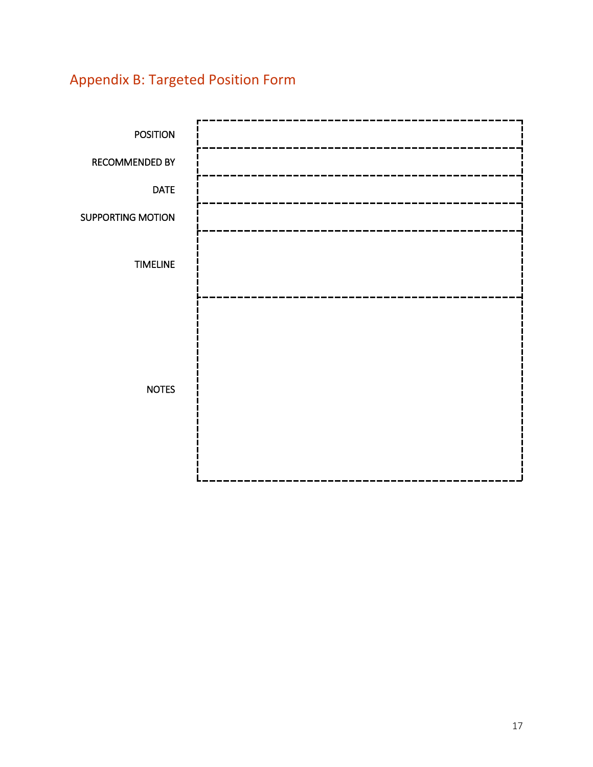## Appendix B: Targeted Position Form

| | |
|---|---|
| POSITION | |
| RECOMMENDED BY | |
| DATE | |
| SUPPORTING MOTION | |
| TIMELINE | |
| NOTES | |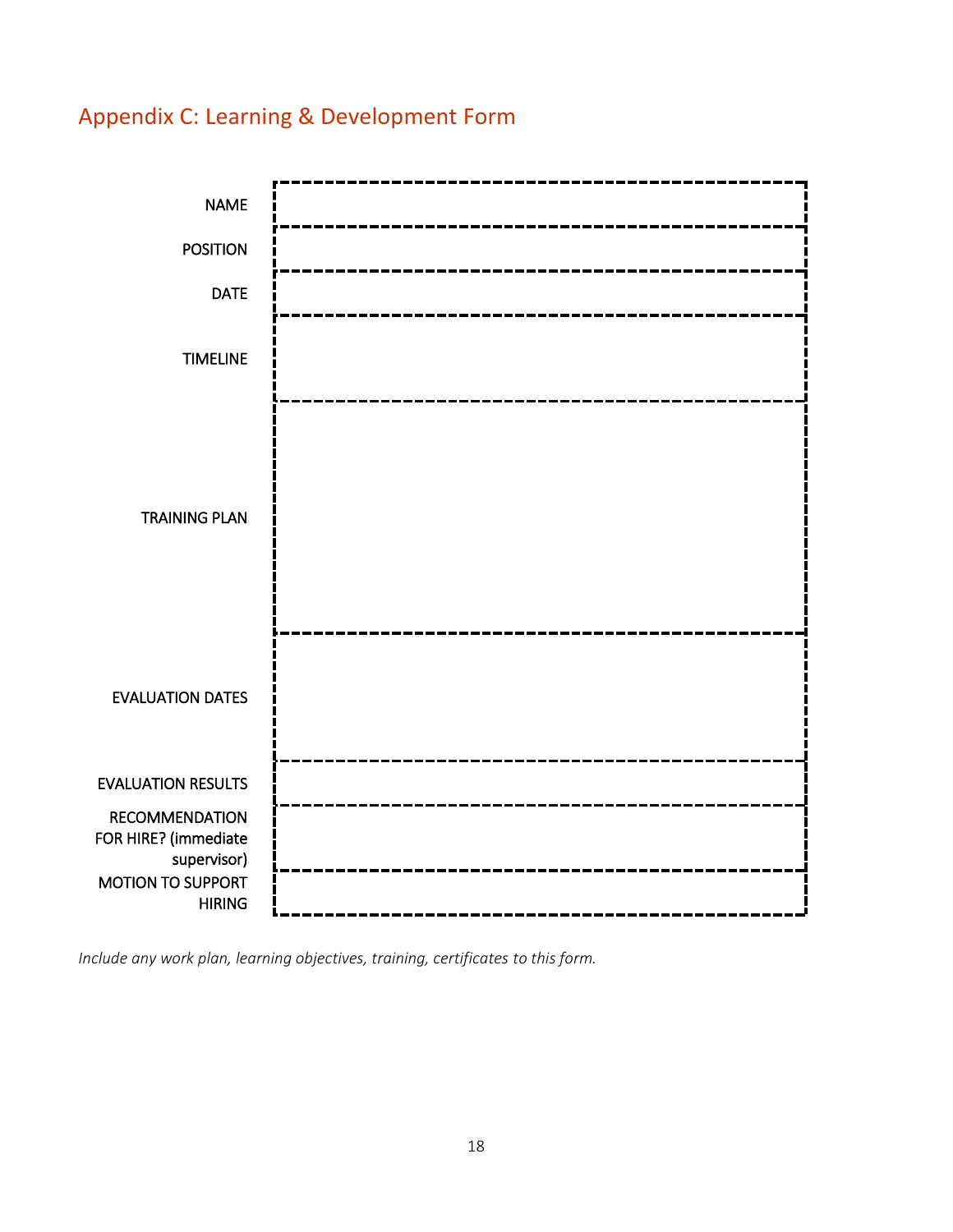## Appendix C: Learning & Development Form

| | |
|---|---|
| NAME | |
| POSITION | |
| DATE | |
| TIMELINE | |
| TRAINING PLAN | |
| EVALUATION DATES | |
| EVALUATION RESULTS | |
| RECOMMENDATION FOR HIRE? (immediate supervisor) | |
| MOTION TO SUPPORT HIRING | |

*Include any work plan, learning objectives, training, certificates to this form.*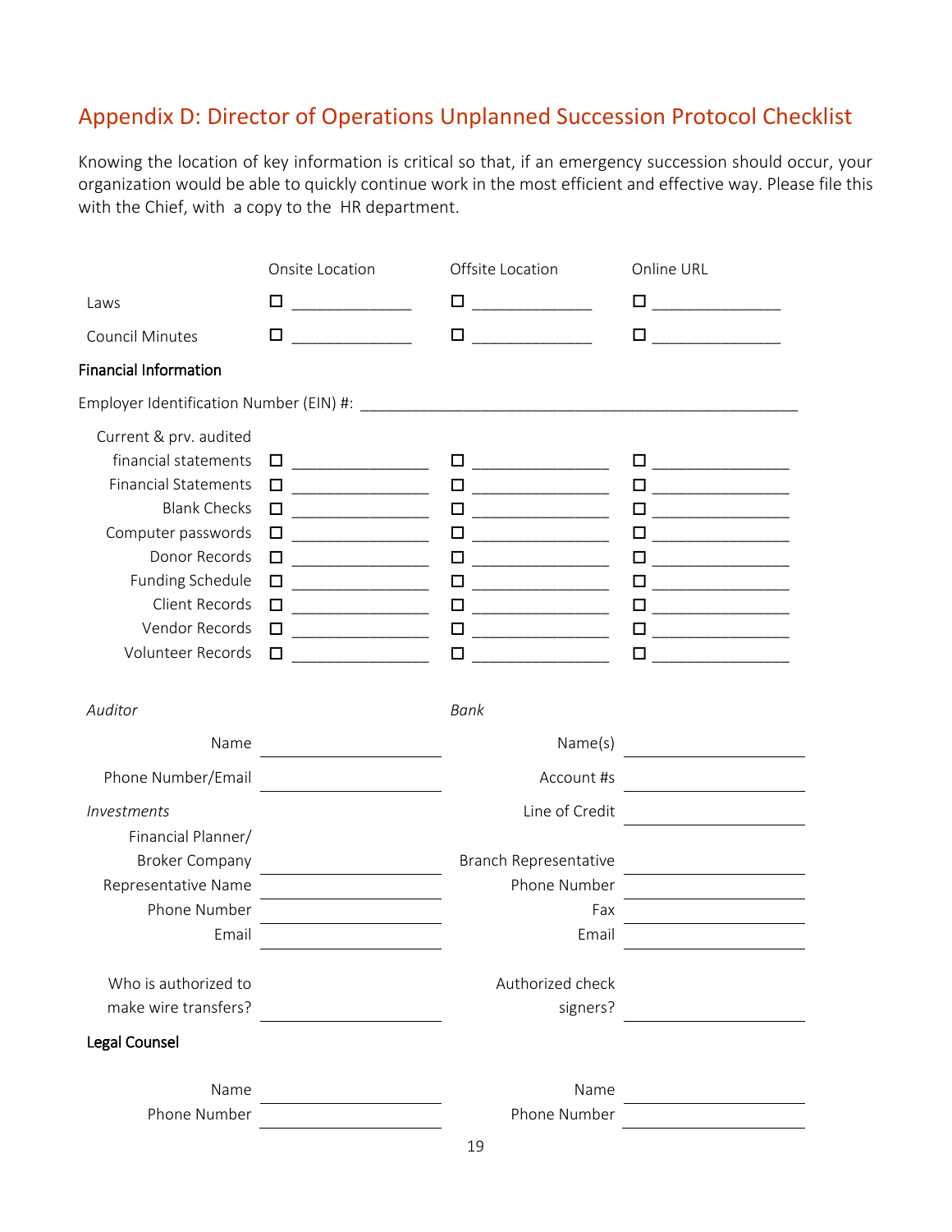## Appendix D: Director of Operations Unplanned Succession Protocol Checklist

Knowing the location of key information is critical so that, if an emergency succession should occur, your organization would be able to quickly continue work in the most efficient and effective way. Please file this with the Chief, with a copy to the HR department.

| | Onsite Location | Offsite Location | Online URL |
|---|---|---|---|
| Laws | ☐ ______________ | ☐ ______________ | ☐ ______________ |
| Council Minutes | ☐ ______________ | ☐ ______________ | ☐ ______________ |

**Financial Information**

Employer Identification Number (EIN) #: ______________________________________________________

| | Onsite Location | Offsite Location | Online URL |
|---|---|---|---|
| Current & prv. audited financial statements | ☐ ______________ | ☐ ______________ | ☐ ______________ |
| Financial Statements | ☐ ______________ | ☐ ______________ | ☐ ______________ |
| Blank Checks | ☐ ______________ | ☐ ______________ | ☐ ______________ |
| Computer passwords | ☐ ______________ | ☐ ______________ | ☐ ______________ |
| Donor Records | ☐ ______________ | ☐ ______________ | ☐ ______________ |
| Funding Schedule | ☐ ______________ | ☐ ______________ | ☐ ______________ |
| Client Records | ☐ ______________ | ☐ ______________ | ☐ ______________ |
| Vendor Records | ☐ ______________ | ☐ ______________ | ☐ ______________ |
| Volunteer Records | ☐ ______________ | ☐ ______________ | ☐ ______________ |

*Auditor*

Name ______________________

Phone Number/Email ______________________

*Investments*

Financial Planner/ Broker Company ______________________

Representative Name ______________________

Phone Number ______________________

Email ______________________

Who is authorized to make wire transfers? ______________________

*Bank*

Name(s) ______________________

Account #s ______________________

Line of Credit ______________________

Branch Representative ______________________

Phone Number ______________________

Fax ______________________

Email ______________________

Authorized check signers? ______________________

**Legal Counsel**

Name ______________________

Phone Number ______________________

Name ______________________

Phone Number ______________________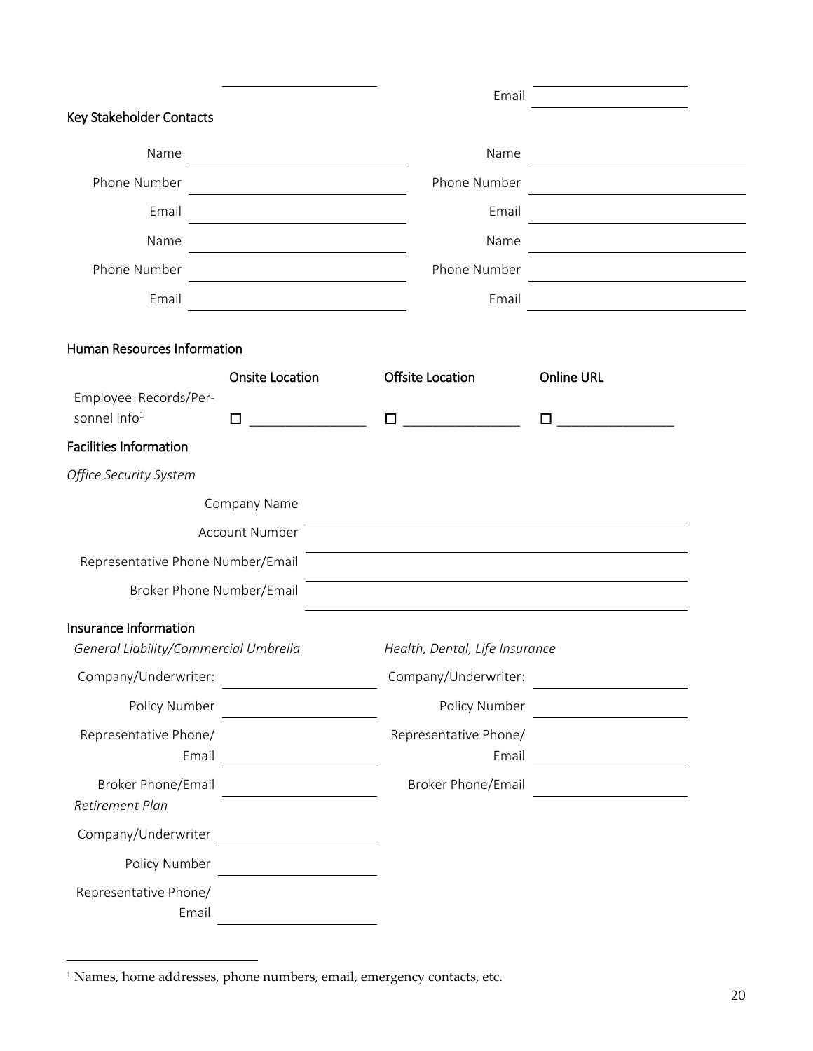Email \_\_\_\_\_\_\_\_\_\_\_\_\_\_\_\_\_\_\_\_

### Key Stakeholder Contacts

| | | | |
|---|---|---|---|
| Name | | Name | |
| Phone Number | | Phone Number | |
| Email | | Email | |
| Name | | Name | |
| Phone Number | | Phone Number | |
| Email | | Email | |

### Human Resources Information

| | Onsite Location | Offsite Location | Online URL |
|---|---|---|---|
| Employee Records/Personnel Info[1] | ☐ \_\_\_\_\_\_\_\_\_\_\_\_\_\_\_\_ | ☐ \_\_\_\_\_\_\_\_\_\_\_\_\_\_\_\_ | ☐ \_\_\_\_\_\_\_\_\_\_\_\_\_\_\_\_ |

### Facilities Information

*Office Security System*

| | |
|---|---|
| Company Name | |
| Account Number | |
| Representative Phone Number/Email | |
| Broker Phone Number/Email | |

### Insurance Information

| *General Liability/Commercial Umbrella* | | *Health, Dental, Life Insurance* | |
|---|---|---|---|
| Company/Underwriter: | | Company/Underwriter: | |
| Policy Number | | Policy Number | |
| Representative Phone/Email | | Representative Phone/Email | |
| Broker Phone/Email | | Broker Phone/Email | |

*Retirement Plan*

| | |
|---|---|
| Company/Underwriter | |
| Policy Number | |
| Representative Phone/Email | |

[1] Names, home addresses, phone numbers, email, emergency contacts, etc.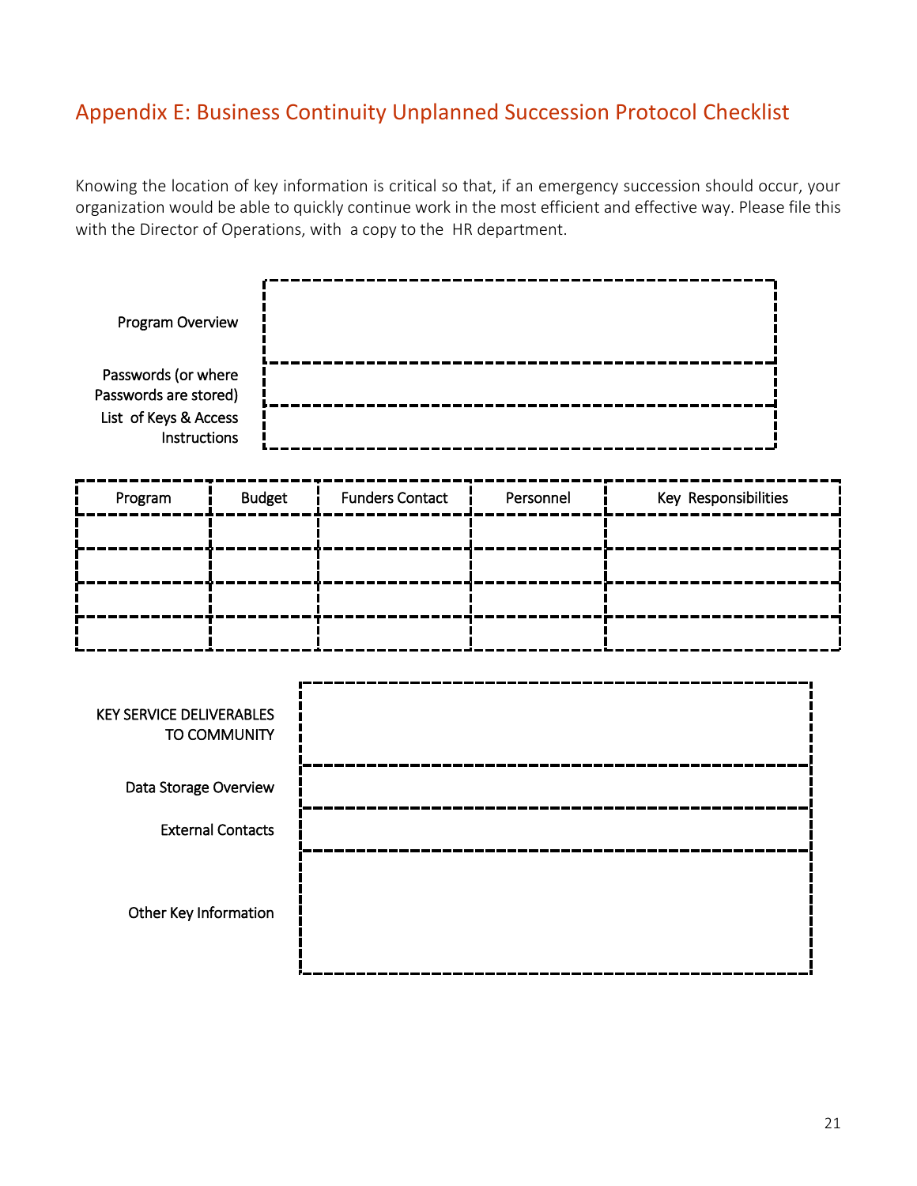## Appendix E: Business Continuity Unplanned Succession Protocol Checklist

Knowing the location of key information is critical so that, if an emergency succession should occur, your organization would be able to quickly continue work in the most efficient and effective way. Please file this with the Director of Operations, with a copy to the HR department.

| | |
|---|---|
| Program Overview | |
| Passwords (or where Passwords are stored) | |
| List of Keys & Access Instructions | |

| Program | Budget | Funders Contact | Personnel | Key Responsibilities |
|---|---|---|---|---|
| | | | | |
| | | | | |
| | | | | |
| | | | | |

| | |
|---|---|
| KEY SERVICE DELIVERABLES TO COMMUNITY | |
| Data Storage Overview | |
| External Contacts | |
| Other Key Information | |